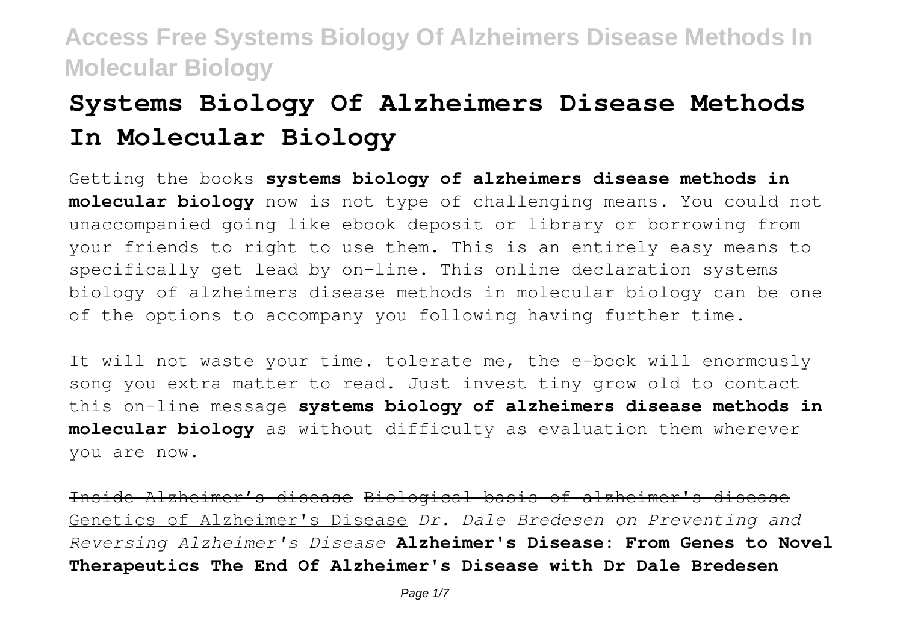# Systems Biology Of Alzheimers Disease Methods In Molecular Biology

Getting the books **systems biology of alzheimers disease methods in molecular biology** now is not type of challenging means. You could not unaccompanied going like ebook deposit or library or borrowing from your friends to right to use them. This is an entirely easy means to specifically get lead by on-line. This online declaration systems biology of alzheimers disease methods in molecular biology can be one of the options to accompany you following having further time.

It will not waste your time. tolerate me, the e-book will enormously song you extra matter to read. Just invest tiny grow old to contact this on-line message **systems biology of alzheimers disease methods in molecular biology** as without difficulty as evaluation them wherever you are now.

~~Inside Alzheimer's disease~~ ~~Biological basis of alzheimer's disease~~ Genetics of Alzheimer's Disease *Dr. Dale Bredesen on Preventing and Reversing Alzheimer's Disease* **Alzheimer's Disease: From Genes to Novel Therapeutics The End Of Alzheimer's Disease with Dr Dale Bredesen**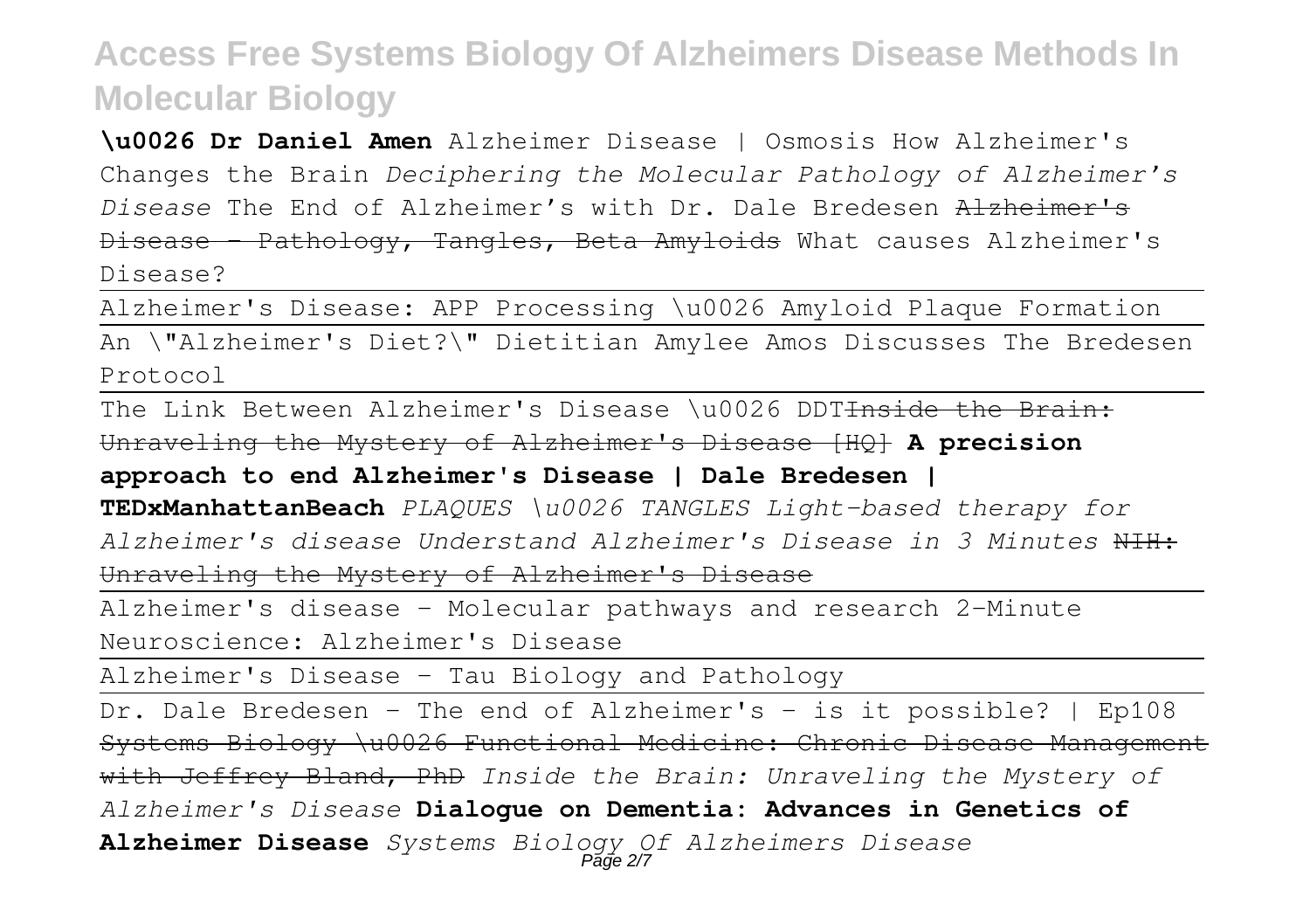**\u0026 Dr Daniel Amen** Alzheimer Disease | Osmosis How Alzheimer's Changes the Brain *Deciphering the Molecular Pathology of Alzheimer's Disease* The End of Alzheimer's with Dr. Dale Bredesen ~~Alzheimer's Disease - Pathology, Tangles, Beta Amyloids~~ What causes Alzheimer's Disease?

Alzheimer's Disease: APP Processing \u0026 Amyloid Plaque Formation

An \"Alzheimer's Diet?\" Dietitian Amylee Amos Discusses The Bredesen Protocol

The Link Between Alzheimer's Disease \u0026 DDT~~Inside the Brain: Unraveling the Mystery of Alzheimer's Disease [HQ]~~ **A precision approach to end Alzheimer's Disease | Dale Bredesen | TEDxManhattanBeach** *PLAQUES \u0026 TANGLES Light-based therapy for Alzheimer's disease Understand Alzheimer's Disease in 3 Minutes* ~~NIH: Unraveling the Mystery of Alzheimer's Disease~~

Alzheimer's disease - Molecular pathways and research 2-Minute Neuroscience: Alzheimer's Disease

Alzheimer's Disease - Tau Biology and Pathology

Dr. Dale Bredesen - The end of Alzheimer's - is it possible? | Ep108 ~~Systems Biology \u0026 Functional Medicine: Chronic Disease Management with Jeffrey Bland, PhD~~ *Inside the Brain: Unraveling the Mystery of Alzheimer's Disease* **Dialogue on Dementia: Advances in Genetics of Alzheimer Disease** *Systems Biology Of Alzheimers Disease*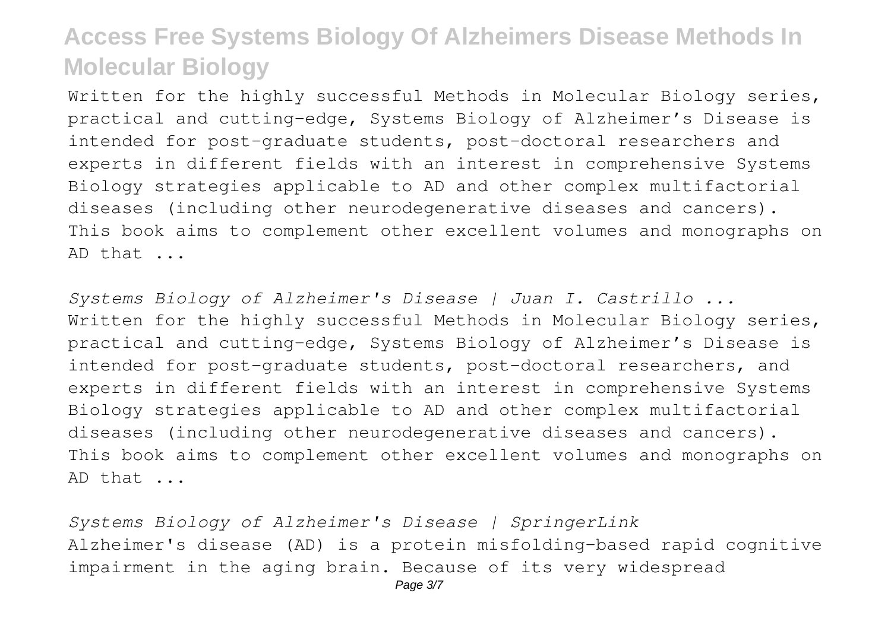Written for the highly successful Methods in Molecular Biology series, practical and cutting-edge, Systems Biology of Alzheimer's Disease is intended for post-graduate students, post-doctoral researchers and experts in different fields with an interest in comprehensive Systems Biology strategies applicable to AD and other complex multifactorial diseases (including other neurodegenerative diseases and cancers). This book aims to complement other excellent volumes and monographs on AD that ...

*Systems Biology of Alzheimer's Disease | Juan I. Castrillo ...*

Written for the highly successful Methods in Molecular Biology series, practical and cutting-edge, Systems Biology of Alzheimer's Disease is intended for post-graduate students, post-doctoral researchers, and experts in different fields with an interest in comprehensive Systems Biology strategies applicable to AD and other complex multifactorial diseases (including other neurodegenerative diseases and cancers). This book aims to complement other excellent volumes and monographs on AD that ...

*Systems Biology of Alzheimer's Disease | SpringerLink*

Alzheimer's disease (AD) is a protein misfolding-based rapid cognitive impairment in the aging brain. Because of its very widespread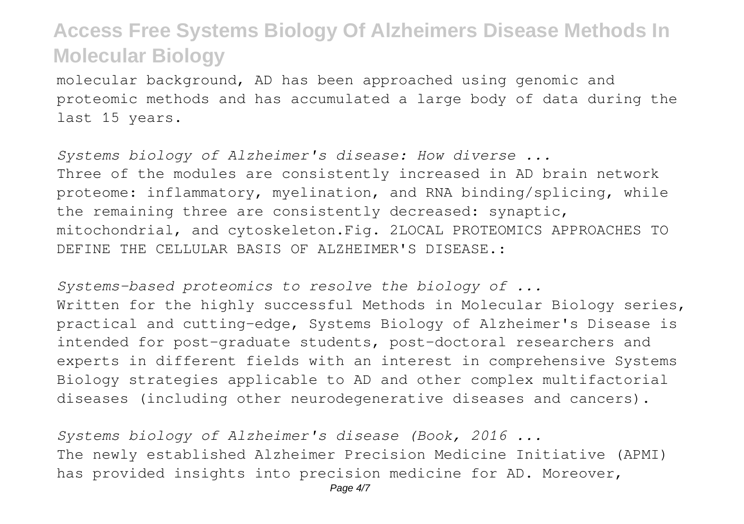molecular background, AD has been approached using genomic and proteomic methods and has accumulated a large body of data during the last 15 years.

*Systems biology of Alzheimer's disease: How diverse ...*

Three of the modules are consistently increased in AD brain network proteome: inflammatory, myelination, and RNA binding/splicing, while the remaining three are consistently decreased: synaptic, mitochondrial, and cytoskeleton.Fig. 2LOCAL PROTEOMICS APPROACHES TO DEFINE THE CELLULAR BASIS OF ALZHEIMER'S DISEASE.:

*Systems-based proteomics to resolve the biology of ...*

Written for the highly successful Methods in Molecular Biology series, practical and cutting-edge, Systems Biology of Alzheimer's Disease is intended for post-graduate students, post-doctoral researchers and experts in different fields with an interest in comprehensive Systems Biology strategies applicable to AD and other complex multifactorial diseases (including other neurodegenerative diseases and cancers).

*Systems biology of Alzheimer's disease (Book, 2016 ...*

The newly established Alzheimer Precision Medicine Initiative (APMI) has provided insights into precision medicine for AD. Moreover,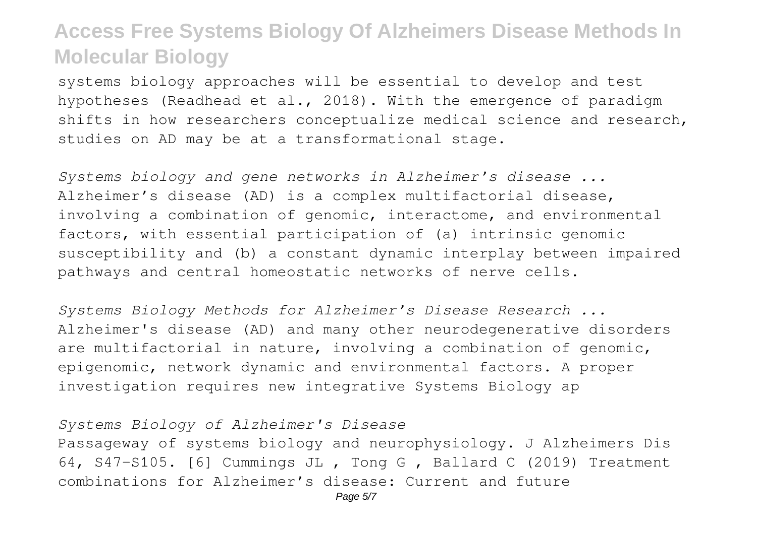systems biology approaches will be essential to develop and test hypotheses (Readhead et al., 2018). With the emergence of paradigm shifts in how researchers conceptualize medical science and research, studies on AD may be at a transformational stage.

*Systems biology and gene networks in Alzheimer's disease ...*
Alzheimer's disease (AD) is a complex multifactorial disease, involving a combination of genomic, interactome, and environmental factors, with essential participation of (a) intrinsic genomic susceptibility and (b) a constant dynamic interplay between impaired pathways and central homeostatic networks of nerve cells.

*Systems Biology Methods for Alzheimer's Disease Research ...*
Alzheimer's disease (AD) and many other neurodegenerative disorders are multifactorial in nature, involving a combination of genomic, epigenomic, network dynamic and environmental factors. A proper investigation requires new integrative Systems Biology ap

*Systems Biology of Alzheimer's Disease*
Passageway of systems biology and neurophysiology. J Alzheimers Dis 64, S47–S105. [6] Cummings JL , Tong G , Ballard C (2019) Treatment combinations for Alzheimer's disease: Current and future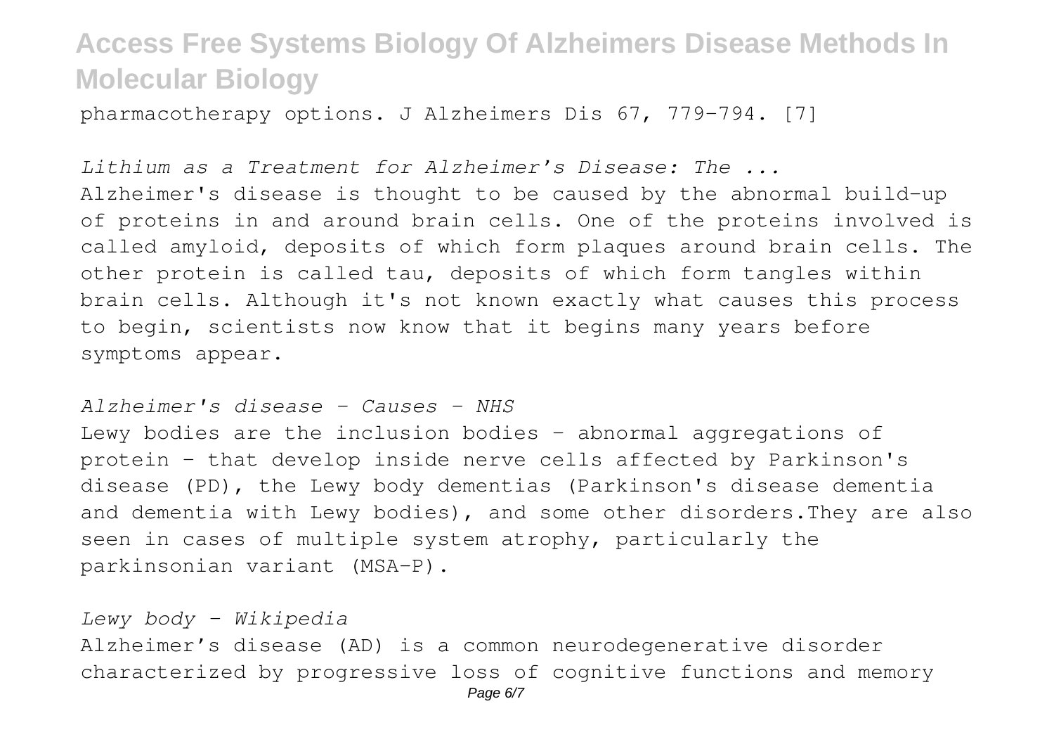pharmacotherapy options. J Alzheimers Dis 67, 779-794. [7]

*Lithium as a Treatment for Alzheimer's Disease: The ...*

Alzheimer's disease is thought to be caused by the abnormal build-up of proteins in and around brain cells. One of the proteins involved is called amyloid, deposits of which form plaques around brain cells. The other protein is called tau, deposits of which form tangles within brain cells. Although it's not known exactly what causes this process to begin, scientists now know that it begins many years before symptoms appear.

*Alzheimer's disease - Causes - NHS*

Lewy bodies are the inclusion bodies – abnormal aggregations of protein – that develop inside nerve cells affected by Parkinson's disease (PD), the Lewy body dementias (Parkinson's disease dementia and dementia with Lewy bodies), and some other disorders.They are also seen in cases of multiple system atrophy, particularly the parkinsonian variant (MSA-P).

*Lewy body - Wikipedia*

Alzheimer's disease (AD) is a common neurodegenerative disorder characterized by progressive loss of cognitive functions and memory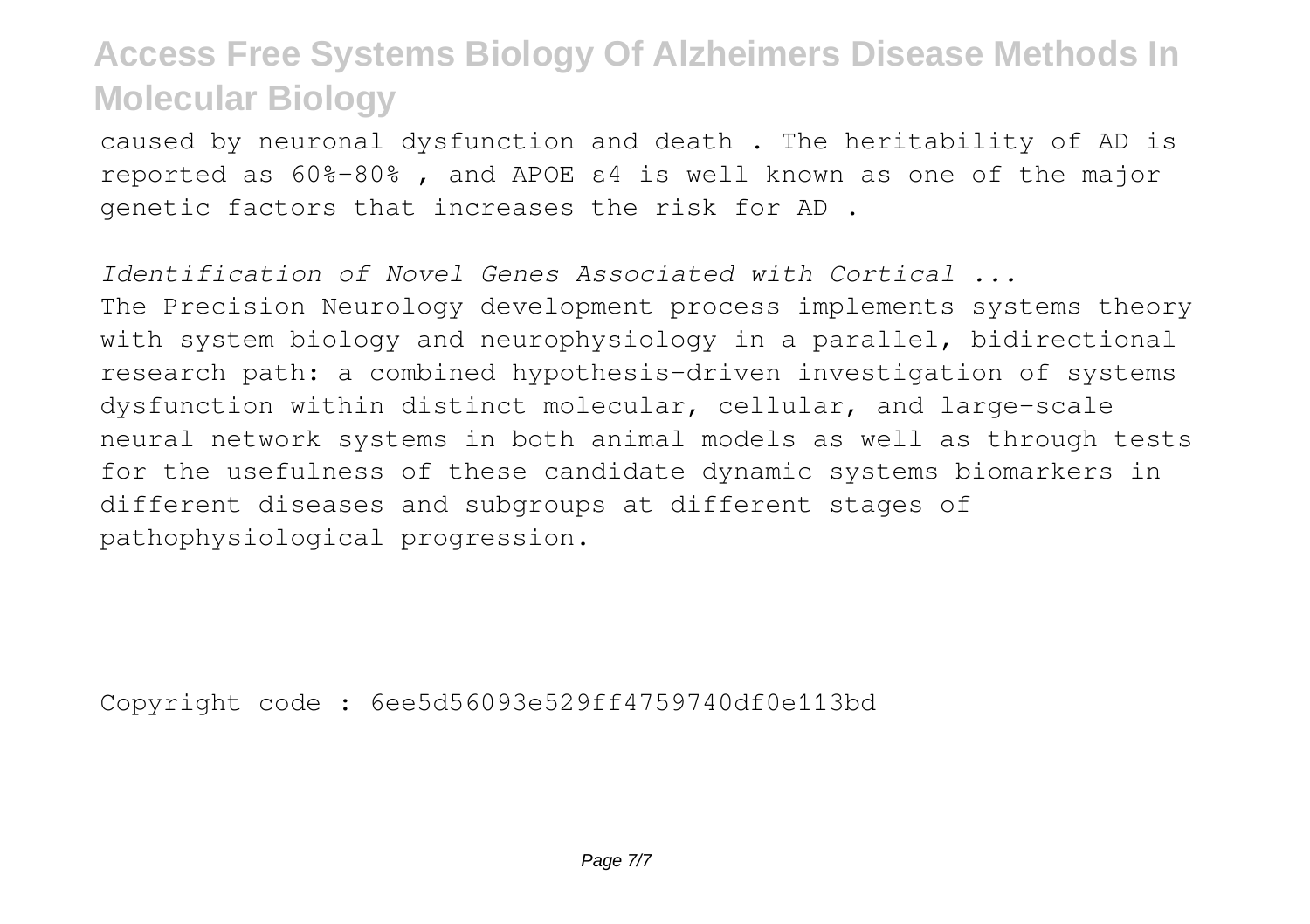caused by neuronal dysfunction and death . The heritability of AD is reported as 60%–80% , and APOE ε4 is well known as one of the major genetic factors that increases the risk for AD .

*Identification of Novel Genes Associated with Cortical ...*

The Precision Neurology development process implements systems theory with system biology and neurophysiology in a parallel, bidirectional research path: a combined hypothesis-driven investigation of systems dysfunction within distinct molecular, cellular, and large-scale neural network systems in both animal models as well as through tests for the usefulness of these candidate dynamic systems biomarkers in different diseases and subgroups at different stages of pathophysiological progression.

Copyright code : 6ee5d56093e529ff4759740df0e113bd